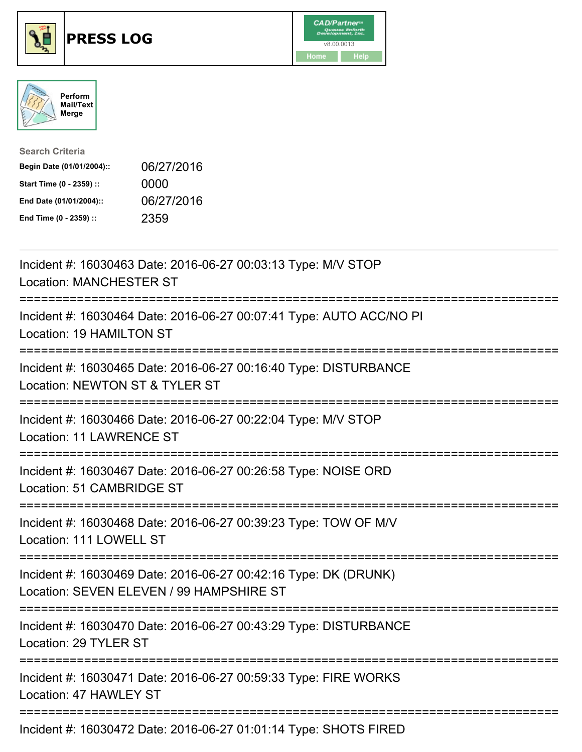# PRESS LOG

CAD/Partner™ v8.00.0013

Home | Help

Perform Mail/Text Merge

**Search Criteria**

| | |
|---|---|
| **Begin Date (01/01/2004)::** | 06/27/2016 |
| **Start Time (0 - 2359) ::** | 0000 |
| **End Date (01/01/2004)::** | 06/27/2016 |
| **End Time (0 - 2359) ::** | 2359 |

---

Incident #: 16030463 Date: 2016-06-27 00:03:13 Type: M/V STOP
Location: MANCHESTER ST

===========================================================================

Incident #: 16030464 Date: 2016-06-27 00:07:41 Type: AUTO ACC/NO PI
Location: 19 HAMILTON ST

===========================================================================

Incident #: 16030465 Date: 2016-06-27 00:16:40 Type: DISTURBANCE
Location: NEWTON ST & TYLER ST

===========================================================================

Incident #: 16030466 Date: 2016-06-27 00:22:04 Type: M/V STOP
Location: 11 LAWRENCE ST

===========================================================================

Incident #: 16030467 Date: 2016-06-27 00:26:58 Type: NOISE ORD
Location: 51 CAMBRIDGE ST

===========================================================================

Incident #: 16030468 Date: 2016-06-27 00:39:23 Type: TOW OF M/V
Location: 111 LOWELL ST

===========================================================================

Incident #: 16030469 Date: 2016-06-27 00:42:16 Type: DK (DRUNK)
Location: SEVEN ELEVEN / 99 HAMPSHIRE ST

===========================================================================

Incident #: 16030470 Date: 2016-06-27 00:43:29 Type: DISTURBANCE
Location: 29 TYLER ST

===========================================================================

Incident #: 16030471 Date: 2016-06-27 00:59:33 Type: FIRE WORKS
Location: 47 HAWLEY ST

===========================================================================

Incident #: 16030472 Date: 2016-06-27 01:01:14 Type: SHOTS FIRED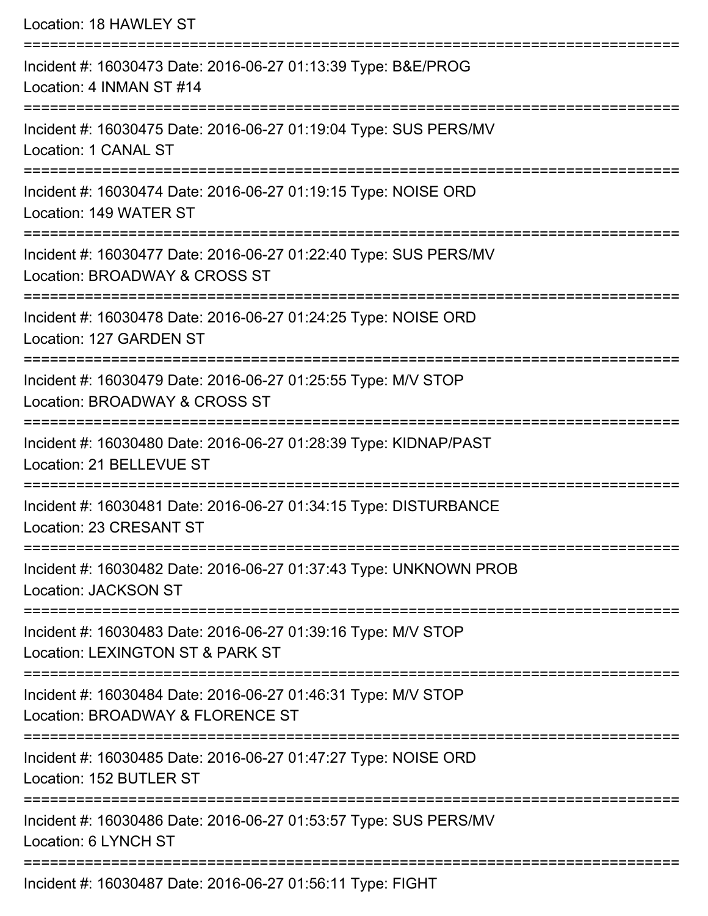Location: 18 HAWLEY ST

===========================================================================

Incident #: 16030473 Date: 2016-06-27 01:13:39 Type: B&E/PROG
Location: 4 INMAN ST #14

===========================================================================

Incident #: 16030475 Date: 2016-06-27 01:19:04 Type: SUS PERS/MV
Location: 1 CANAL ST

===========================================================================

Incident #: 16030474 Date: 2016-06-27 01:19:15 Type: NOISE ORD
Location: 149 WATER ST

===========================================================================

Incident #: 16030477 Date: 2016-06-27 01:22:40 Type: SUS PERS/MV
Location: BROADWAY & CROSS ST

===========================================================================

Incident #: 16030478 Date: 2016-06-27 01:24:25 Type: NOISE ORD
Location: 127 GARDEN ST

===========================================================================

Incident #: 16030479 Date: 2016-06-27 01:25:55 Type: M/V STOP
Location: BROADWAY & CROSS ST

===========================================================================

Incident #: 16030480 Date: 2016-06-27 01:28:39 Type: KIDNAP/PAST
Location: 21 BELLEVUE ST

===========================================================================

Incident #: 16030481 Date: 2016-06-27 01:34:15 Type: DISTURBANCE
Location: 23 CRESANT ST

===========================================================================

Incident #: 16030482 Date: 2016-06-27 01:37:43 Type: UNKNOWN PROB
Location: JACKSON ST

===========================================================================

Incident #: 16030483 Date: 2016-06-27 01:39:16 Type: M/V STOP
Location: LEXINGTON ST & PARK ST

===========================================================================

Incident #: 16030484 Date: 2016-06-27 01:46:31 Type: M/V STOP
Location: BROADWAY & FLORENCE ST

===========================================================================

Incident #: 16030485 Date: 2016-06-27 01:47:27 Type: NOISE ORD
Location: 152 BUTLER ST

===========================================================================

Incident #: 16030486 Date: 2016-06-27 01:53:57 Type: SUS PERS/MV
Location: 6 LYNCH ST

===========================================================================

Incident #: 16030487 Date: 2016-06-27 01:56:11 Type: FIGHT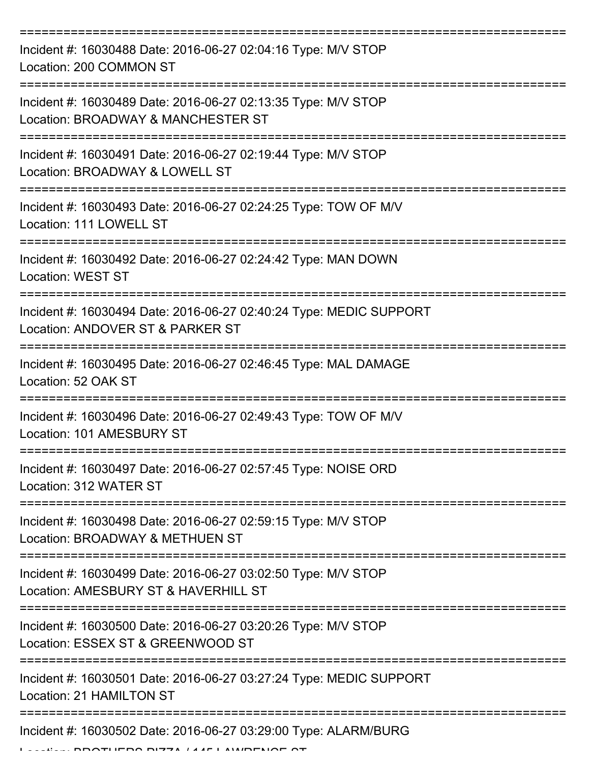===========================================================================

Incident #: 16030488 Date: 2016-06-27 02:04:16 Type: M/V STOP
Location: 200 COMMON ST

===========================================================================

Incident #: 16030489 Date: 2016-06-27 02:13:35 Type: M/V STOP
Location: BROADWAY & MANCHESTER ST

===========================================================================

Incident #: 16030491 Date: 2016-06-27 02:19:44 Type: M/V STOP
Location: BROADWAY & LOWELL ST

===========================================================================

Incident #: 16030493 Date: 2016-06-27 02:24:25 Type: TOW OF M/V
Location: 111 LOWELL ST

===========================================================================

Incident #: 16030492 Date: 2016-06-27 02:24:42 Type: MAN DOWN
Location: WEST ST

===========================================================================

Incident #: 16030494 Date: 2016-06-27 02:40:24 Type: MEDIC SUPPORT
Location: ANDOVER ST & PARKER ST

===========================================================================

Incident #: 16030495 Date: 2016-06-27 02:46:45 Type: MAL DAMAGE
Location: 52 OAK ST

===========================================================================

Incident #: 16030496 Date: 2016-06-27 02:49:43 Type: TOW OF M/V
Location: 101 AMESBURY ST

===========================================================================

Incident #: 16030497 Date: 2016-06-27 02:57:45 Type: NOISE ORD
Location: 312 WATER ST

===========================================================================

Incident #: 16030498 Date: 2016-06-27 02:59:15 Type: M/V STOP
Location: BROADWAY & METHUEN ST

===========================================================================

Incident #: 16030499 Date: 2016-06-27 03:02:50 Type: M/V STOP
Location: AMESBURY ST & HAVERHILL ST

===========================================================================

Incident #: 16030500 Date: 2016-06-27 03:20:26 Type: M/V STOP
Location: ESSEX ST & GREENWOOD ST

===========================================================================

Incident #: 16030501 Date: 2016-06-27 03:27:24 Type: MEDIC SUPPORT
Location: 21 HAMILTON ST

===========================================================================

Incident #: 16030502 Date: 2016-06-27 03:29:00 Type: ALARM/BURG
Location: BROTHERS PIZZA / 145 LAWRENCE ST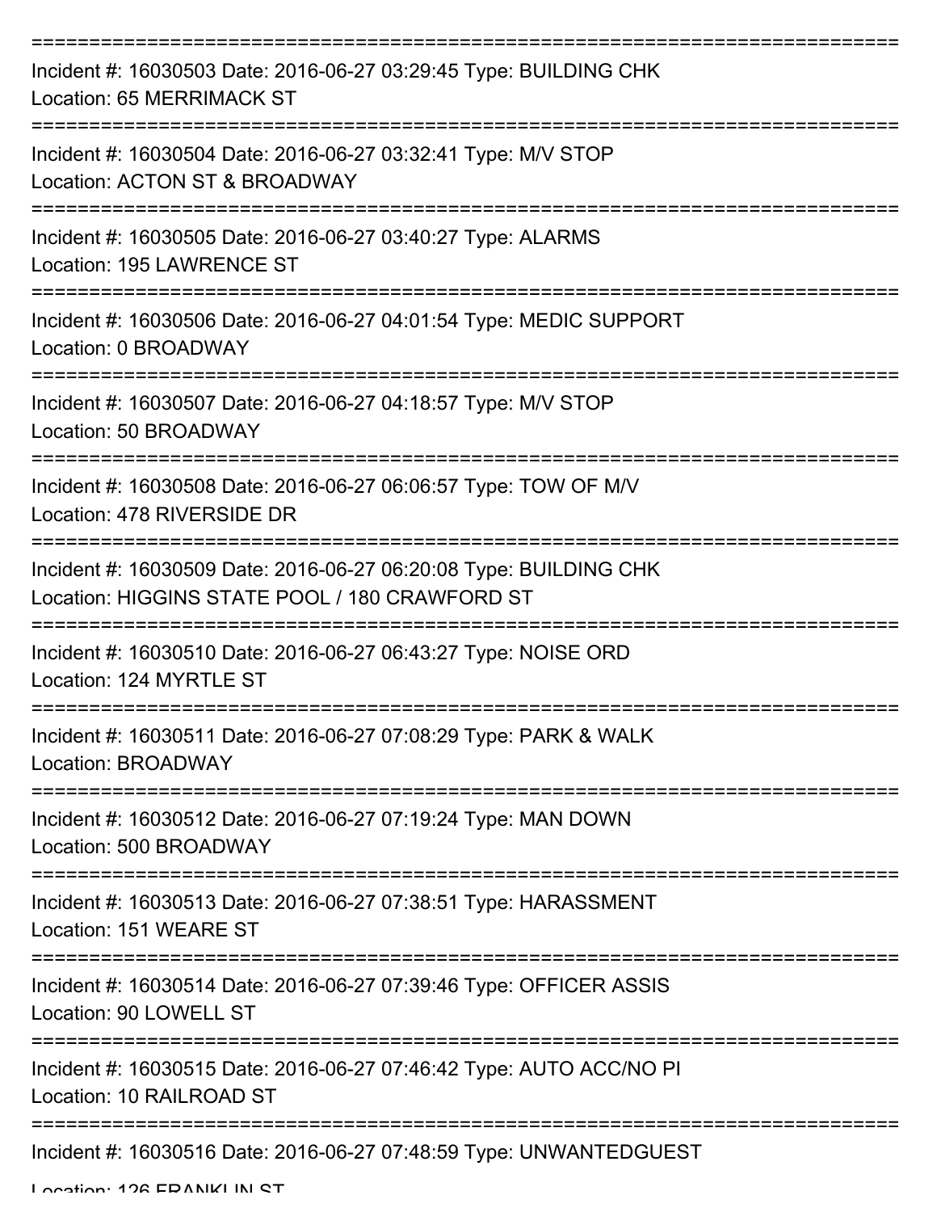===========================================================================

Incident #: 16030503 Date: 2016-06-27 03:29:45 Type: BUILDING CHK
Location: 65 MERRIMACK ST

===========================================================================

Incident #: 16030504 Date: 2016-06-27 03:32:41 Type: M/V STOP
Location: ACTON ST & BROADWAY

===========================================================================

Incident #: 16030505 Date: 2016-06-27 03:40:27 Type: ALARMS
Location: 195 LAWRENCE ST

===========================================================================

Incident #: 16030506 Date: 2016-06-27 04:01:54 Type: MEDIC SUPPORT
Location: 0 BROADWAY

===========================================================================

Incident #: 16030507 Date: 2016-06-27 04:18:57 Type: M/V STOP
Location: 50 BROADWAY

===========================================================================

Incident #: 16030508 Date: 2016-06-27 06:06:57 Type: TOW OF M/V
Location: 478 RIVERSIDE DR

===========================================================================

Incident #: 16030509 Date: 2016-06-27 06:20:08 Type: BUILDING CHK
Location: HIGGINS STATE POOL / 180 CRAWFORD ST

===========================================================================

Incident #: 16030510 Date: 2016-06-27 06:43:27 Type: NOISE ORD
Location: 124 MYRTLE ST

===========================================================================

Incident #: 16030511 Date: 2016-06-27 07:08:29 Type: PARK & WALK
Location: BROADWAY

===========================================================================

Incident #: 16030512 Date: 2016-06-27 07:19:24 Type: MAN DOWN
Location: 500 BROADWAY

===========================================================================

Incident #: 16030513 Date: 2016-06-27 07:38:51 Type: HARASSMENT
Location: 151 WEARE ST

===========================================================================

Incident #: 16030514 Date: 2016-06-27 07:39:46 Type: OFFICER ASSIS
Location: 90 LOWELL ST

===========================================================================

Incident #: 16030515 Date: 2016-06-27 07:46:42 Type: AUTO ACC/NO PI
Location: 10 RAILROAD ST

===========================================================================

Incident #: 16030516 Date: 2016-06-27 07:48:59 Type: UNWANTEDGUEST
Location: 126 FRANKLIN ST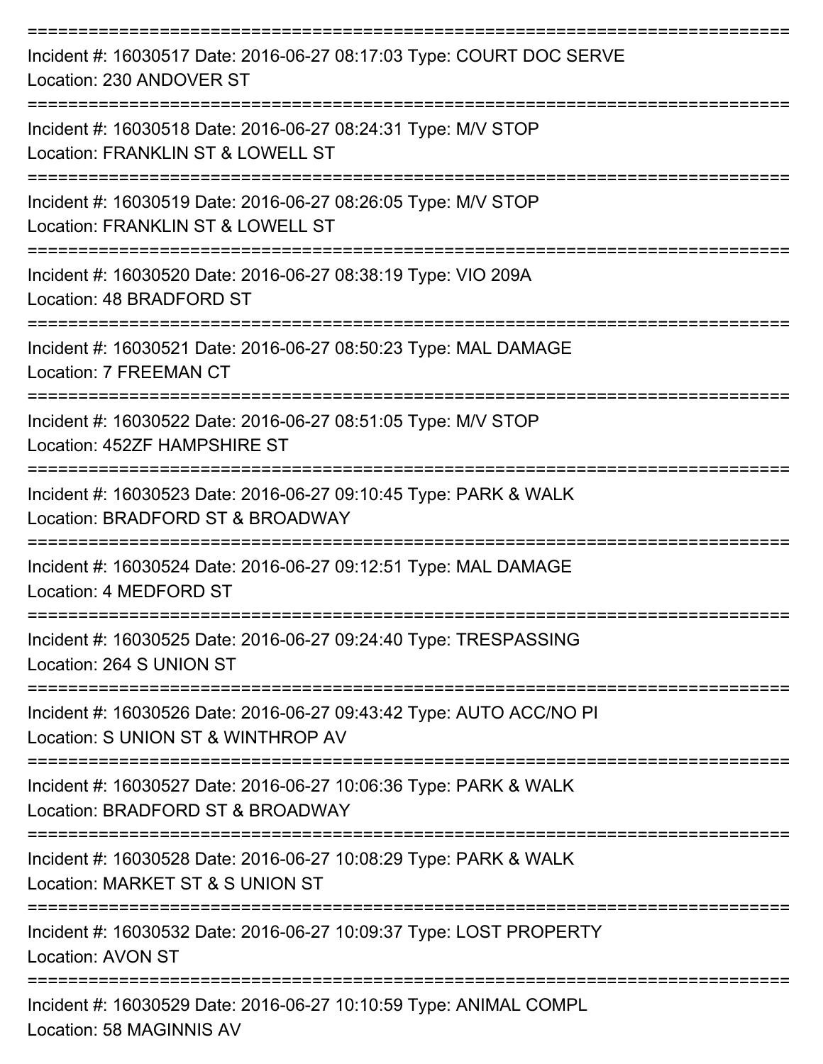===========================================================================

Incident #: 16030517 Date: 2016-06-27 08:17:03 Type: COURT DOC SERVE
Location: 230 ANDOVER ST

===========================================================================

Incident #: 16030518 Date: 2016-06-27 08:24:31 Type: M/V STOP
Location: FRANKLIN ST & LOWELL ST

===========================================================================

Incident #: 16030519 Date: 2016-06-27 08:26:05 Type: M/V STOP
Location: FRANKLIN ST & LOWELL ST

===========================================================================

Incident #: 16030520 Date: 2016-06-27 08:38:19 Type: VIO 209A
Location: 48 BRADFORD ST

===========================================================================

Incident #: 16030521 Date: 2016-06-27 08:50:23 Type: MAL DAMAGE
Location: 7 FREEMAN CT

===========================================================================

Incident #: 16030522 Date: 2016-06-27 08:51:05 Type: M/V STOP
Location: 452ZF HAMPSHIRE ST

===========================================================================

Incident #: 16030523 Date: 2016-06-27 09:10:45 Type: PARK & WALK
Location: BRADFORD ST & BROADWAY

===========================================================================

Incident #: 16030524 Date: 2016-06-27 09:12:51 Type: MAL DAMAGE
Location: 4 MEDFORD ST

===========================================================================

Incident #: 16030525 Date: 2016-06-27 09:24:40 Type: TRESPASSING
Location: 264 S UNION ST

===========================================================================

Incident #: 16030526 Date: 2016-06-27 09:43:42 Type: AUTO ACC/NO PI
Location: S UNION ST & WINTHROP AV

===========================================================================

Incident #: 16030527 Date: 2016-06-27 10:06:36 Type: PARK & WALK
Location: BRADFORD ST & BROADWAY

===========================================================================

Incident #: 16030528 Date: 2016-06-27 10:08:29 Type: PARK & WALK
Location: MARKET ST & S UNION ST

===========================================================================

Incident #: 16030532 Date: 2016-06-27 10:09:37 Type: LOST PROPERTY
Location: AVON ST

===========================================================================

Incident #: 16030529 Date: 2016-06-27 10:10:59 Type: ANIMAL COMPL
Location: 58 MAGINNIS AV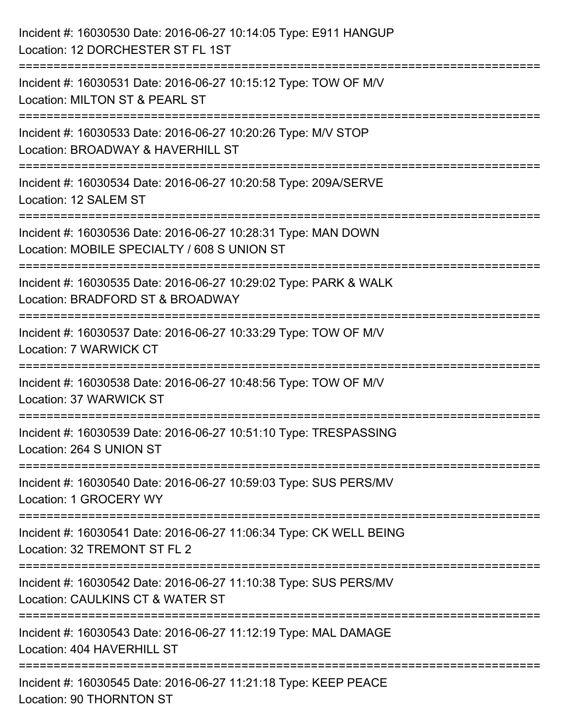Incident #: 16030530 Date: 2016-06-27 10:14:05 Type: E911 HANGUP
Location: 12 DORCHESTER ST FL 1ST

===========================================================================

Incident #: 16030531 Date: 2016-06-27 10:15:12 Type: TOW OF M/V
Location: MILTON ST & PEARL ST

===========================================================================

Incident #: 16030533 Date: 2016-06-27 10:20:26 Type: M/V STOP
Location: BROADWAY & HAVERHILL ST

===========================================================================

Incident #: 16030534 Date: 2016-06-27 10:20:58 Type: 209A/SERVE
Location: 12 SALEM ST

===========================================================================

Incident #: 16030536 Date: 2016-06-27 10:28:31 Type: MAN DOWN
Location: MOBILE SPECIALTY / 608 S UNION ST

===========================================================================

Incident #: 16030535 Date: 2016-06-27 10:29:02 Type: PARK & WALK
Location: BRADFORD ST & BROADWAY

===========================================================================

Incident #: 16030537 Date: 2016-06-27 10:33:29 Type: TOW OF M/V
Location: 7 WARWICK CT

===========================================================================

Incident #: 16030538 Date: 2016-06-27 10:48:56 Type: TOW OF M/V
Location: 37 WARWICK ST

===========================================================================

Incident #: 16030539 Date: 2016-06-27 10:51:10 Type: TRESPASSING
Location: 264 S UNION ST

===========================================================================

Incident #: 16030540 Date: 2016-06-27 10:59:03 Type: SUS PERS/MV
Location: 1 GROCERY WY

===========================================================================

Incident #: 16030541 Date: 2016-06-27 11:06:34 Type: CK WELL BEING
Location: 32 TREMONT ST FL 2

===========================================================================

Incident #: 16030542 Date: 2016-06-27 11:10:38 Type: SUS PERS/MV
Location: CAULKINS CT & WATER ST

===========================================================================

Incident #: 16030543 Date: 2016-06-27 11:12:19 Type: MAL DAMAGE
Location: 404 HAVERHILL ST

===========================================================================

Incident #: 16030545 Date: 2016-06-27 11:21:18 Type: KEEP PEACE
Location: 90 THORNTON ST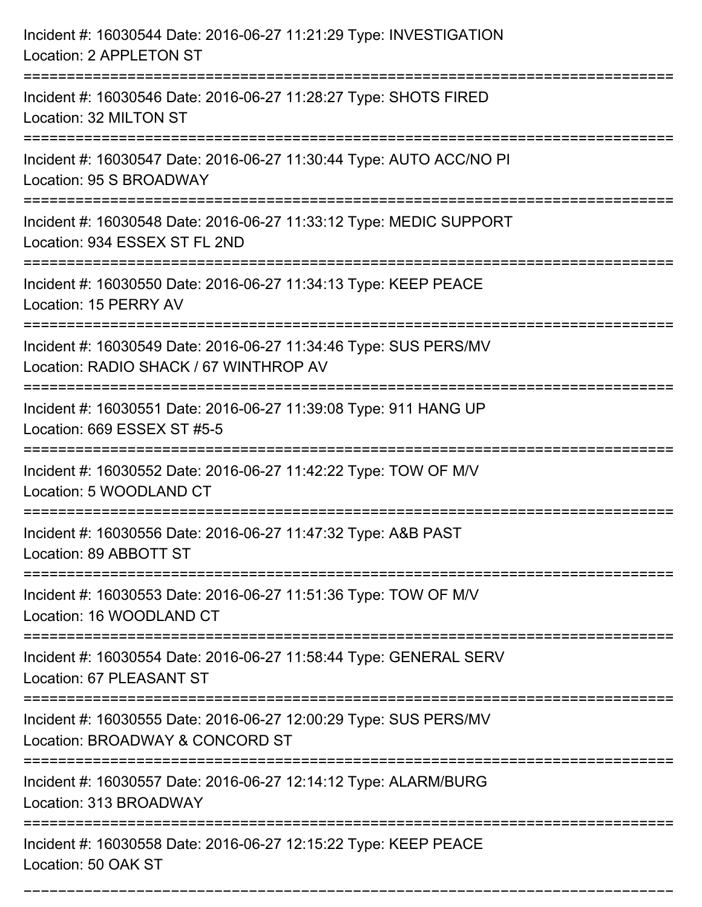Incident #: 16030544 Date: 2016-06-27 11:21:29 Type: INVESTIGATION
Location: 2 APPLETON ST

===========================================================================

Incident #: 16030546 Date: 2016-06-27 11:28:27 Type: SHOTS FIRED
Location: 32 MILTON ST

===========================================================================

Incident #: 16030547 Date: 2016-06-27 11:30:44 Type: AUTO ACC/NO PI
Location: 95 S BROADWAY

===========================================================================

Incident #: 16030548 Date: 2016-06-27 11:33:12 Type: MEDIC SUPPORT
Location: 934 ESSEX ST FL 2ND

===========================================================================

Incident #: 16030550 Date: 2016-06-27 11:34:13 Type: KEEP PEACE
Location: 15 PERRY AV

===========================================================================

Incident #: 16030549 Date: 2016-06-27 11:34:46 Type: SUS PERS/MV
Location: RADIO SHACK / 67 WINTHROP AV

===========================================================================

Incident #: 16030551 Date: 2016-06-27 11:39:08 Type: 911 HANG UP
Location: 669 ESSEX ST #5-5

===========================================================================

Incident #: 16030552 Date: 2016-06-27 11:42:22 Type: TOW OF M/V
Location: 5 WOODLAND CT

===========================================================================

Incident #: 16030556 Date: 2016-06-27 11:47:32 Type: A&B PAST
Location: 89 ABBOTT ST

===========================================================================

Incident #: 16030553 Date: 2016-06-27 11:51:36 Type: TOW OF M/V
Location: 16 WOODLAND CT

===========================================================================

Incident #: 16030554 Date: 2016-06-27 11:58:44 Type: GENERAL SERV
Location: 67 PLEASANT ST

===========================================================================

Incident #: 16030555 Date: 2016-06-27 12:00:29 Type: SUS PERS/MV
Location: BROADWAY & CONCORD ST

===========================================================================

Incident #: 16030557 Date: 2016-06-27 12:14:12 Type: ALARM/BURG
Location: 313 BROADWAY

===========================================================================

Incident #: 16030558 Date: 2016-06-27 12:15:22 Type: KEEP PEACE
Location: 50 OAK ST

===========================================================================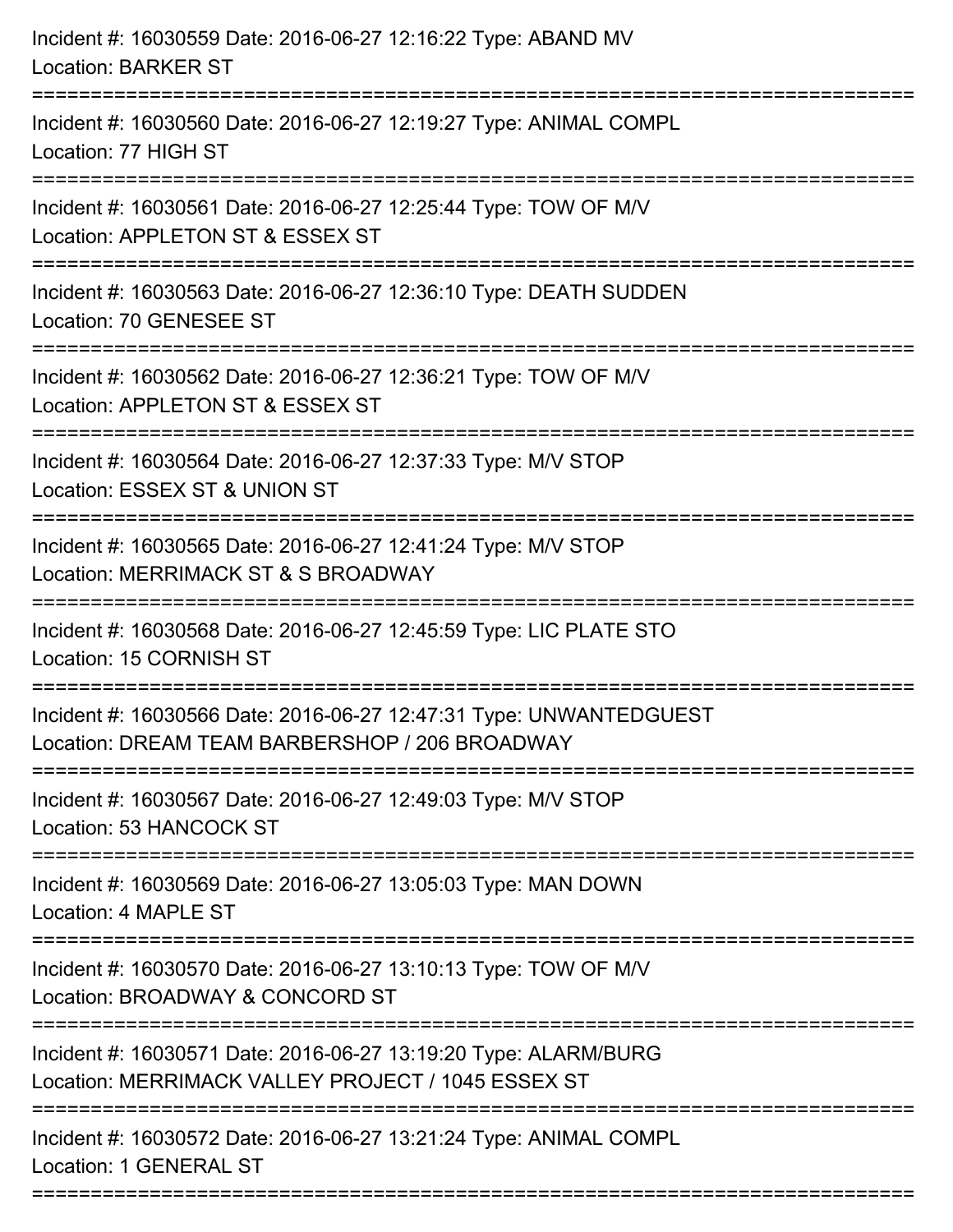Incident #: 16030559 Date: 2016-06-27 12:16:22 Type: ABAND MV
Location: BARKER ST

===========================================================================

Incident #: 16030560 Date: 2016-06-27 12:19:27 Type: ANIMAL COMPL
Location: 77 HIGH ST

===========================================================================

Incident #: 16030561 Date: 2016-06-27 12:25:44 Type: TOW OF M/V
Location: APPLETON ST & ESSEX ST

===========================================================================

Incident #: 16030563 Date: 2016-06-27 12:36:10 Type: DEATH SUDDEN
Location: 70 GENESEE ST

===========================================================================

Incident #: 16030562 Date: 2016-06-27 12:36:21 Type: TOW OF M/V
Location: APPLETON ST & ESSEX ST

===========================================================================

Incident #: 16030564 Date: 2016-06-27 12:37:33 Type: M/V STOP
Location: ESSEX ST & UNION ST

===========================================================================

Incident #: 16030565 Date: 2016-06-27 12:41:24 Type: M/V STOP
Location: MERRIMACK ST & S BROADWAY

===========================================================================

Incident #: 16030568 Date: 2016-06-27 12:45:59 Type: LIC PLATE STO
Location: 15 CORNISH ST

===========================================================================

Incident #: 16030566 Date: 2016-06-27 12:47:31 Type: UNWANTEDGUEST
Location: DREAM TEAM BARBERSHOP / 206 BROADWAY

===========================================================================

Incident #: 16030567 Date: 2016-06-27 12:49:03 Type: M/V STOP
Location: 53 HANCOCK ST

===========================================================================

Incident #: 16030569 Date: 2016-06-27 13:05:03 Type: MAN DOWN
Location: 4 MAPLE ST

===========================================================================

Incident #: 16030570 Date: 2016-06-27 13:10:13 Type: TOW OF M/V
Location: BROADWAY & CONCORD ST

===========================================================================

Incident #: 16030571 Date: 2016-06-27 13:19:20 Type: ALARM/BURG
Location: MERRIMACK VALLEY PROJECT / 1045 ESSEX ST

===========================================================================

Incident #: 16030572 Date: 2016-06-27 13:21:24 Type: ANIMAL COMPL
Location: 1 GENERAL ST

===========================================================================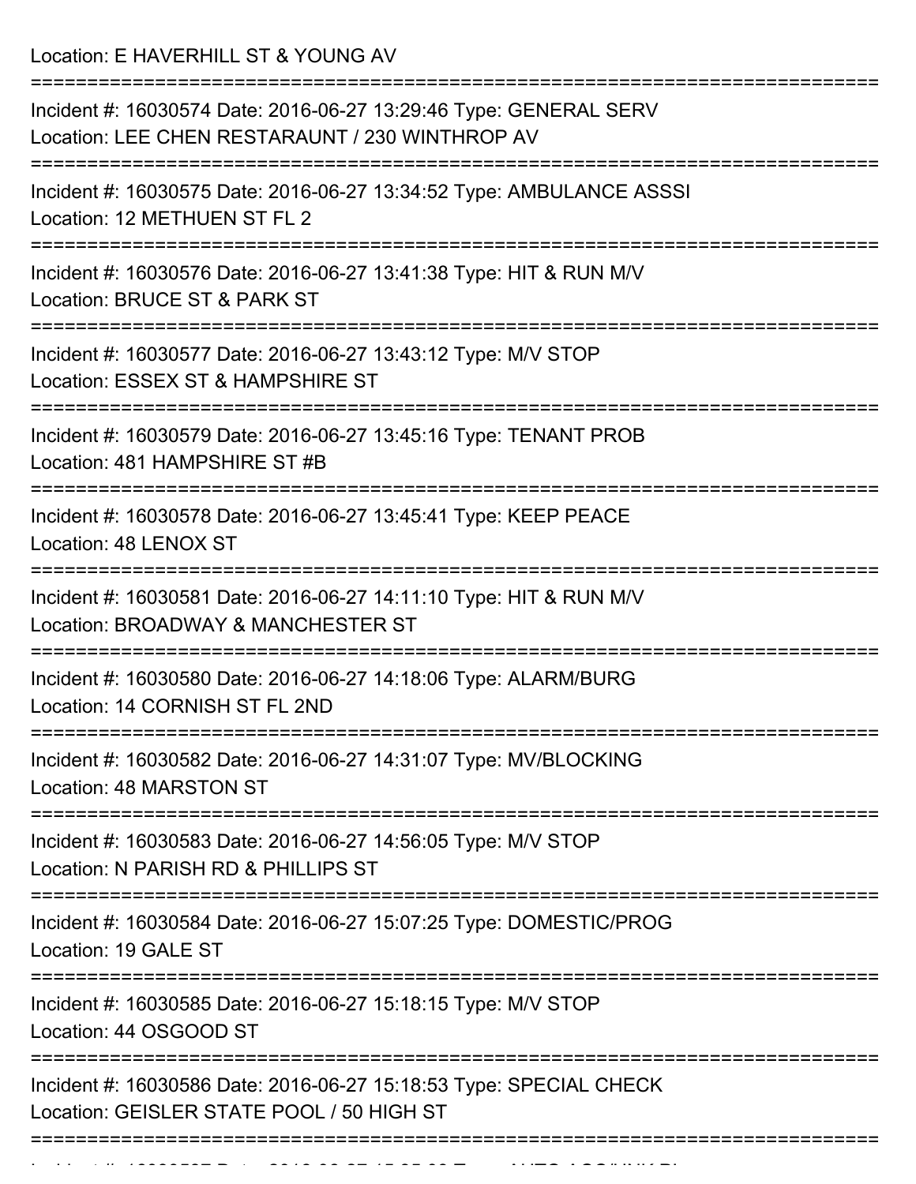Location: E HAVERHILL ST & YOUNG AV

===========================================================================

Incident #: 16030574 Date: 2016-06-27 13:29:46 Type: GENERAL SERV
Location: LEE CHEN RESTARAUNT / 230 WINTHROP AV

===========================================================================

Incident #: 16030575 Date: 2016-06-27 13:34:52 Type: AMBULANCE ASSSI
Location: 12 METHUEN ST FL 2

===========================================================================

Incident #: 16030576 Date: 2016-06-27 13:41:38 Type: HIT & RUN M/V
Location: BRUCE ST & PARK ST

===========================================================================

Incident #: 16030577 Date: 2016-06-27 13:43:12 Type: M/V STOP
Location: ESSEX ST & HAMPSHIRE ST

===========================================================================

Incident #: 16030579 Date: 2016-06-27 13:45:16 Type: TENANT PROB
Location: 481 HAMPSHIRE ST #B

===========================================================================

Incident #: 16030578 Date: 2016-06-27 13:45:41 Type: KEEP PEACE
Location: 48 LENOX ST

===========================================================================

Incident #: 16030581 Date: 2016-06-27 14:11:10 Type: HIT & RUN M/V
Location: BROADWAY & MANCHESTER ST

===========================================================================

Incident #: 16030580 Date: 2016-06-27 14:18:06 Type: ALARM/BURG
Location: 14 CORNISH ST FL 2ND

===========================================================================

Incident #: 16030582 Date: 2016-06-27 14:31:07 Type: MV/BLOCKING
Location: 48 MARSTON ST

===========================================================================

Incident #: 16030583 Date: 2016-06-27 14:56:05 Type: M/V STOP
Location: N PARISH RD & PHILLIPS ST

===========================================================================

Incident #: 16030584 Date: 2016-06-27 15:07:25 Type: DOMESTIC/PROG
Location: 19 GALE ST

===========================================================================

Incident #: 16030585 Date: 2016-06-27 15:18:15 Type: M/V STOP
Location: 44 OSGOOD ST

===========================================================================

Incident #: 16030586 Date: 2016-06-27 15:18:53 Type: SPECIAL CHECK
Location: GEISLER STATE POOL / 50 HIGH ST

===========================================================================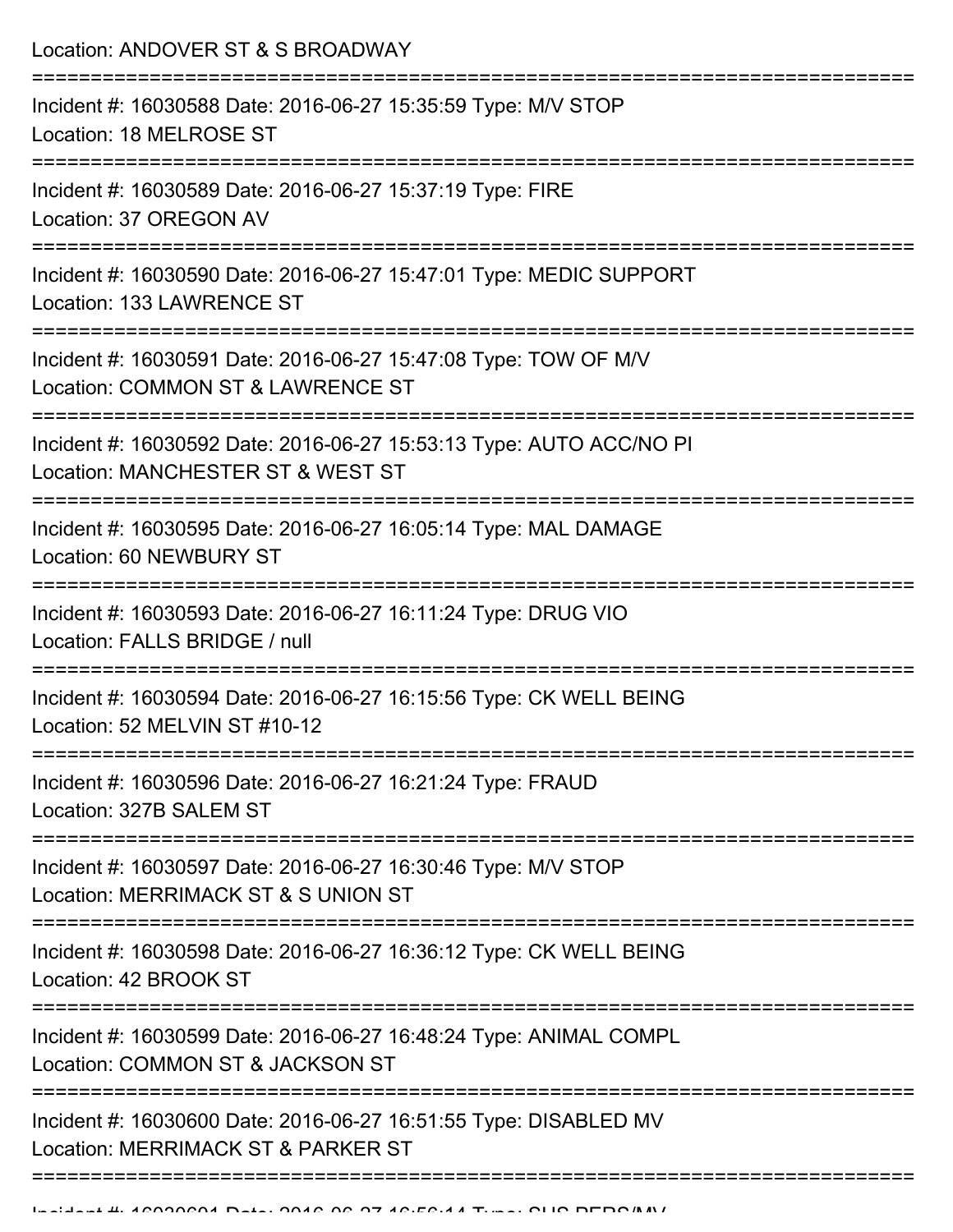Location: ANDOVER ST & S BROADWAY

===========================================================================

Incident #: 16030588 Date: 2016-06-27 15:35:59 Type: M/V STOP
Location: 18 MELROSE ST

===========================================================================

Incident #: 16030589 Date: 2016-06-27 15:37:19 Type: FIRE
Location: 37 OREGON AV

===========================================================================

Incident #: 16030590 Date: 2016-06-27 15:47:01 Type: MEDIC SUPPORT
Location: 133 LAWRENCE ST

===========================================================================

Incident #: 16030591 Date: 2016-06-27 15:47:08 Type: TOW OF M/V
Location: COMMON ST & LAWRENCE ST

===========================================================================

Incident #: 16030592 Date: 2016-06-27 15:53:13 Type: AUTO ACC/NO PI
Location: MANCHESTER ST & WEST ST

===========================================================================

Incident #: 16030595 Date: 2016-06-27 16:05:14 Type: MAL DAMAGE
Location: 60 NEWBURY ST

===========================================================================

Incident #: 16030593 Date: 2016-06-27 16:11:24 Type: DRUG VIO
Location: FALLS BRIDGE / null

===========================================================================

Incident #: 16030594 Date: 2016-06-27 16:15:56 Type: CK WELL BEING
Location: 52 MELVIN ST #10-12

===========================================================================

Incident #: 16030596 Date: 2016-06-27 16:21:24 Type: FRAUD
Location: 327B SALEM ST

===========================================================================

Incident #: 16030597 Date: 2016-06-27 16:30:46 Type: M/V STOP
Location: MERRIMACK ST & S UNION ST

===========================================================================

Incident #: 16030598 Date: 2016-06-27 16:36:12 Type: CK WELL BEING
Location: 42 BROOK ST

===========================================================================

Incident #: 16030599 Date: 2016-06-27 16:48:24 Type: ANIMAL COMPL
Location: COMMON ST & JACKSON ST

===========================================================================

Incident #: 16030600 Date: 2016-06-27 16:51:55 Type: DISABLED MV
Location: MERRIMACK ST & PARKER ST

===========================================================================

Incident #: 16030601 Date: 2016-06-27 16:56:14 Type: SUS PERS/MV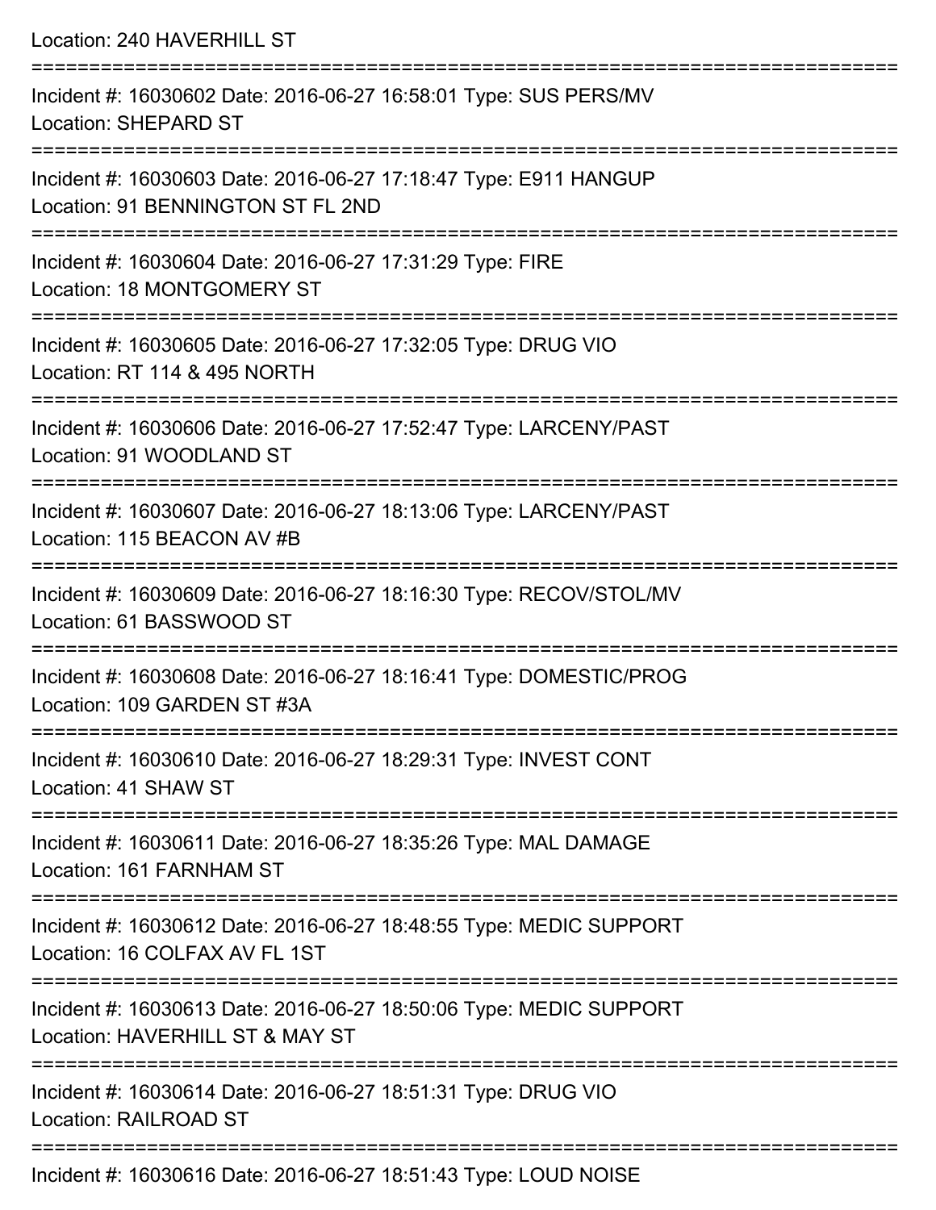Location: 240 HAVERHILL ST

===========================================================================

Incident #: 16030602 Date: 2016-06-27 16:58:01 Type: SUS PERS/MV
Location: SHEPARD ST

===========================================================================

Incident #: 16030603 Date: 2016-06-27 17:18:47 Type: E911 HANGUP
Location: 91 BENNINGTON ST FL 2ND

===========================================================================

Incident #: 16030604 Date: 2016-06-27 17:31:29 Type: FIRE
Location: 18 MONTGOMERY ST

===========================================================================

Incident #: 16030605 Date: 2016-06-27 17:32:05 Type: DRUG VIO
Location: RT 114 & 495 NORTH

===========================================================================

Incident #: 16030606 Date: 2016-06-27 17:52:47 Type: LARCENY/PAST
Location: 91 WOODLAND ST

===========================================================================

Incident #: 16030607 Date: 2016-06-27 18:13:06 Type: LARCENY/PAST
Location: 115 BEACON AV #B

===========================================================================

Incident #: 16030609 Date: 2016-06-27 18:16:30 Type: RECOV/STOL/MV
Location: 61 BASSWOOD ST

===========================================================================

Incident #: 16030608 Date: 2016-06-27 18:16:41 Type: DOMESTIC/PROG
Location: 109 GARDEN ST #3A

===========================================================================

Incident #: 16030610 Date: 2016-06-27 18:29:31 Type: INVEST CONT
Location: 41 SHAW ST

===========================================================================

Incident #: 16030611 Date: 2016-06-27 18:35:26 Type: MAL DAMAGE
Location: 161 FARNHAM ST

===========================================================================

Incident #: 16030612 Date: 2016-06-27 18:48:55 Type: MEDIC SUPPORT
Location: 16 COLFAX AV FL 1ST

===========================================================================

Incident #: 16030613 Date: 2016-06-27 18:50:06 Type: MEDIC SUPPORT
Location: HAVERHILL ST & MAY ST

===========================================================================

Incident #: 16030614 Date: 2016-06-27 18:51:31 Type: DRUG VIO
Location: RAILROAD ST

===========================================================================

Incident #: 16030616 Date: 2016-06-27 18:51:43 Type: LOUD NOISE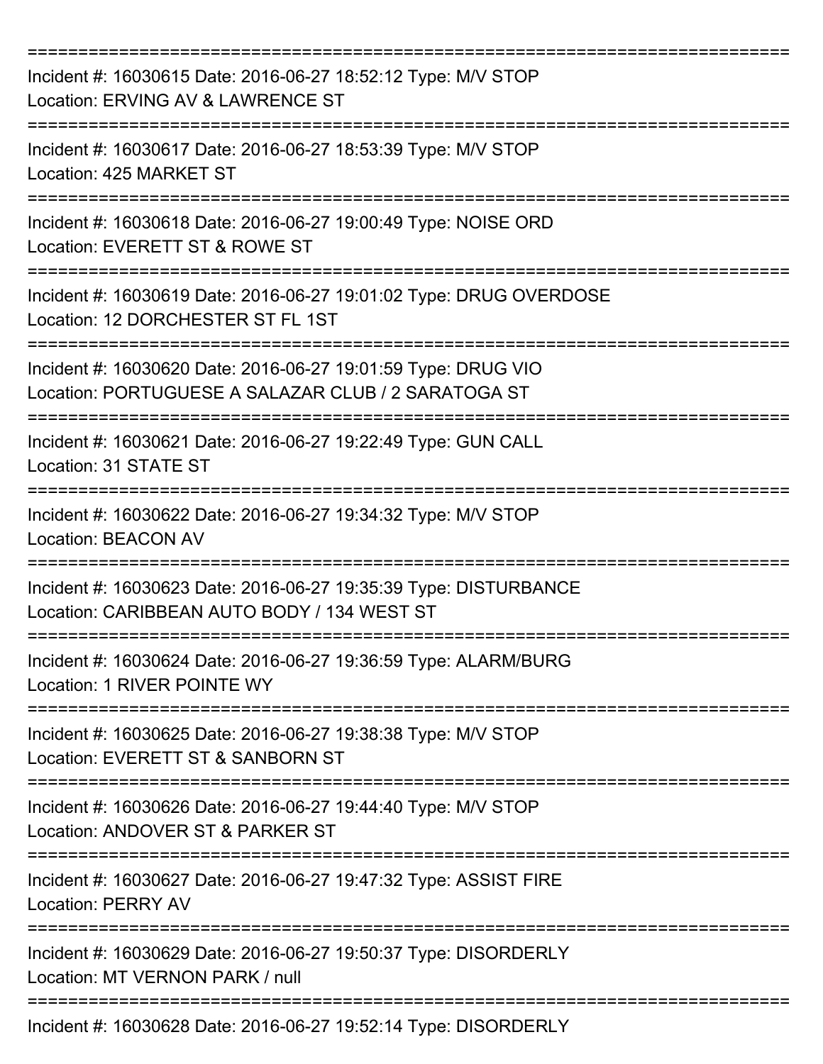===========================================================================

Incident #: 16030615 Date: 2016-06-27 18:52:12 Type: M/V STOP
Location: ERVING AV & LAWRENCE ST

===========================================================================

Incident #: 16030617 Date: 2016-06-27 18:53:39 Type: M/V STOP
Location: 425 MARKET ST

===========================================================================

Incident #: 16030618 Date: 2016-06-27 19:00:49 Type: NOISE ORD
Location: EVERETT ST & ROWE ST

===========================================================================

Incident #: 16030619 Date: 2016-06-27 19:01:02 Type: DRUG OVERDOSE
Location: 12 DORCHESTER ST FL 1ST

===========================================================================

Incident #: 16030620 Date: 2016-06-27 19:01:59 Type: DRUG VIO
Location: PORTUGUESE A SALAZAR CLUB / 2 SARATOGA ST

===========================================================================

Incident #: 16030621 Date: 2016-06-27 19:22:49 Type: GUN CALL
Location: 31 STATE ST

===========================================================================

Incident #: 16030622 Date: 2016-06-27 19:34:32 Type: M/V STOP
Location: BEACON AV

===========================================================================

Incident #: 16030623 Date: 2016-06-27 19:35:39 Type: DISTURBANCE
Location: CARIBBEAN AUTO BODY / 134 WEST ST

===========================================================================

Incident #: 16030624 Date: 2016-06-27 19:36:59 Type: ALARM/BURG
Location: 1 RIVER POINTE WY

===========================================================================

Incident #: 16030625 Date: 2016-06-27 19:38:38 Type: M/V STOP
Location: EVERETT ST & SANBORN ST

===========================================================================

Incident #: 16030626 Date: 2016-06-27 19:44:40 Type: M/V STOP
Location: ANDOVER ST & PARKER ST

===========================================================================

Incident #: 16030627 Date: 2016-06-27 19:47:32 Type: ASSIST FIRE
Location: PERRY AV

===========================================================================

Incident #: 16030629 Date: 2016-06-27 19:50:37 Type: DISORDERLY
Location: MT VERNON PARK / null

===========================================================================

Incident #: 16030628 Date: 2016-06-27 19:52:14 Type: DISORDERLY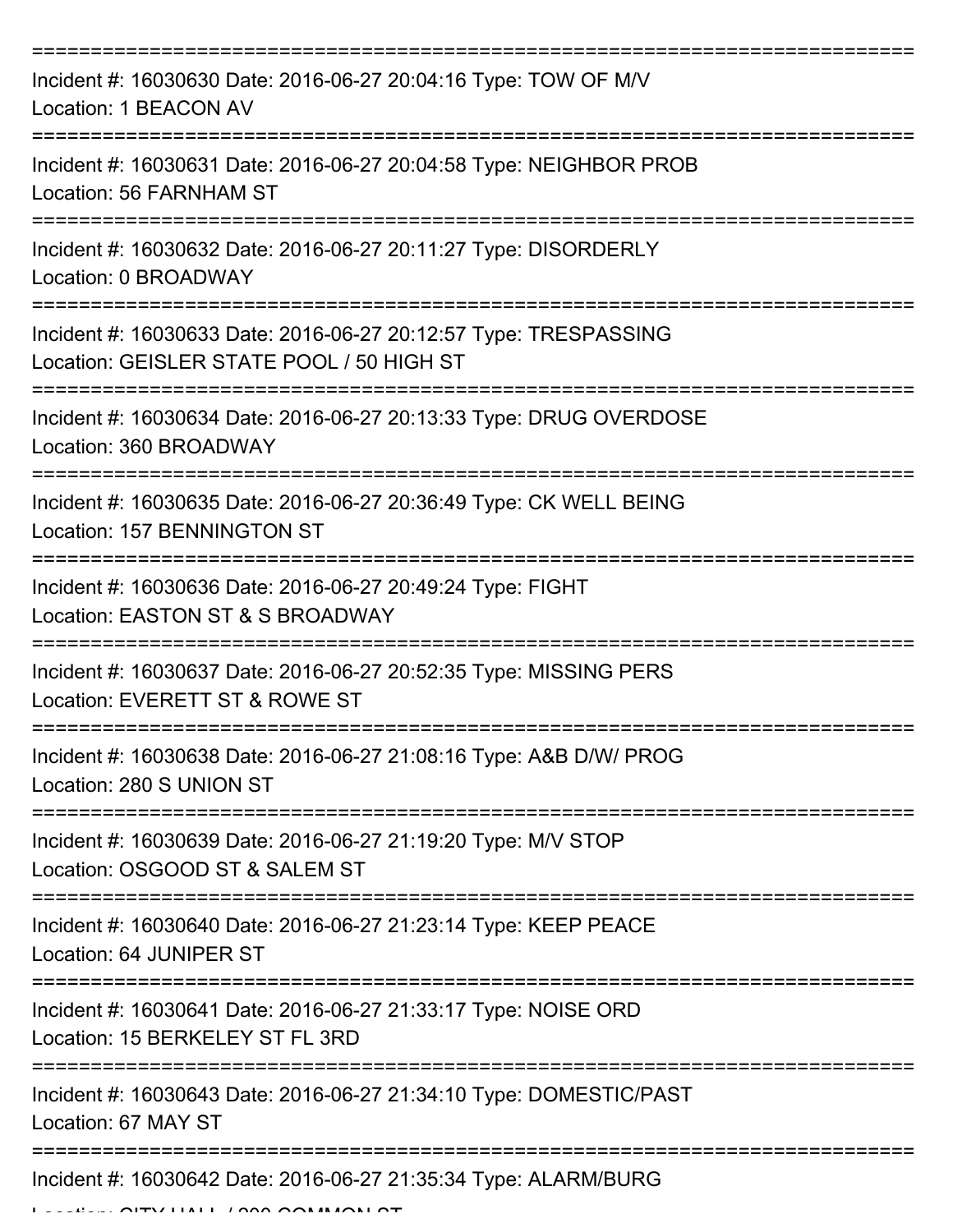===========================================================================

Incident #: 16030630 Date: 2016-06-27 20:04:16 Type: TOW OF M/V

Location: 1 BEACON AV

===========================================================================

Incident #: 16030631 Date: 2016-06-27 20:04:58 Type: NEIGHBOR PROB

Location: 56 FARNHAM ST

===========================================================================

Incident #: 16030632 Date: 2016-06-27 20:11:27 Type: DISORDERLY

Location: 0 BROADWAY

===========================================================================

Incident #: 16030633 Date: 2016-06-27 20:12:57 Type: TRESPASSING

Location: GEISLER STATE POOL / 50 HIGH ST

===========================================================================

Incident #: 16030634 Date: 2016-06-27 20:13:33 Type: DRUG OVERDOSE

Location: 360 BROADWAY

===========================================================================

Incident #: 16030635 Date: 2016-06-27 20:36:49 Type: CK WELL BEING

Location: 157 BENNINGTON ST

===========================================================================

Incident #: 16030636 Date: 2016-06-27 20:49:24 Type: FIGHT

Location: EASTON ST & S BROADWAY

===========================================================================

Incident #: 16030637 Date: 2016-06-27 20:52:35 Type: MISSING PERS

Location: EVERETT ST & ROWE ST

===========================================================================

Incident #: 16030638 Date: 2016-06-27 21:08:16 Type: A&B D/W/ PROG

Location: 280 S UNION ST

===========================================================================

Incident #: 16030639 Date: 2016-06-27 21:19:20 Type: M/V STOP

Location: OSGOOD ST & SALEM ST

===========================================================================

Incident #: 16030640 Date: 2016-06-27 21:23:14 Type: KEEP PEACE

Location: 64 JUNIPER ST

===========================================================================

Incident #: 16030641 Date: 2016-06-27 21:33:17 Type: NOISE ORD

Location: 15 BERKELEY ST FL 3RD

===========================================================================

Incident #: 16030643 Date: 2016-06-27 21:34:10 Type: DOMESTIC/PAST

Location: 67 MAY ST

===========================================================================

Incident #: 16030642 Date: 2016-06-27 21:35:34 Type: ALARM/BURG

Location: CITY HALL / 200 COMMON ST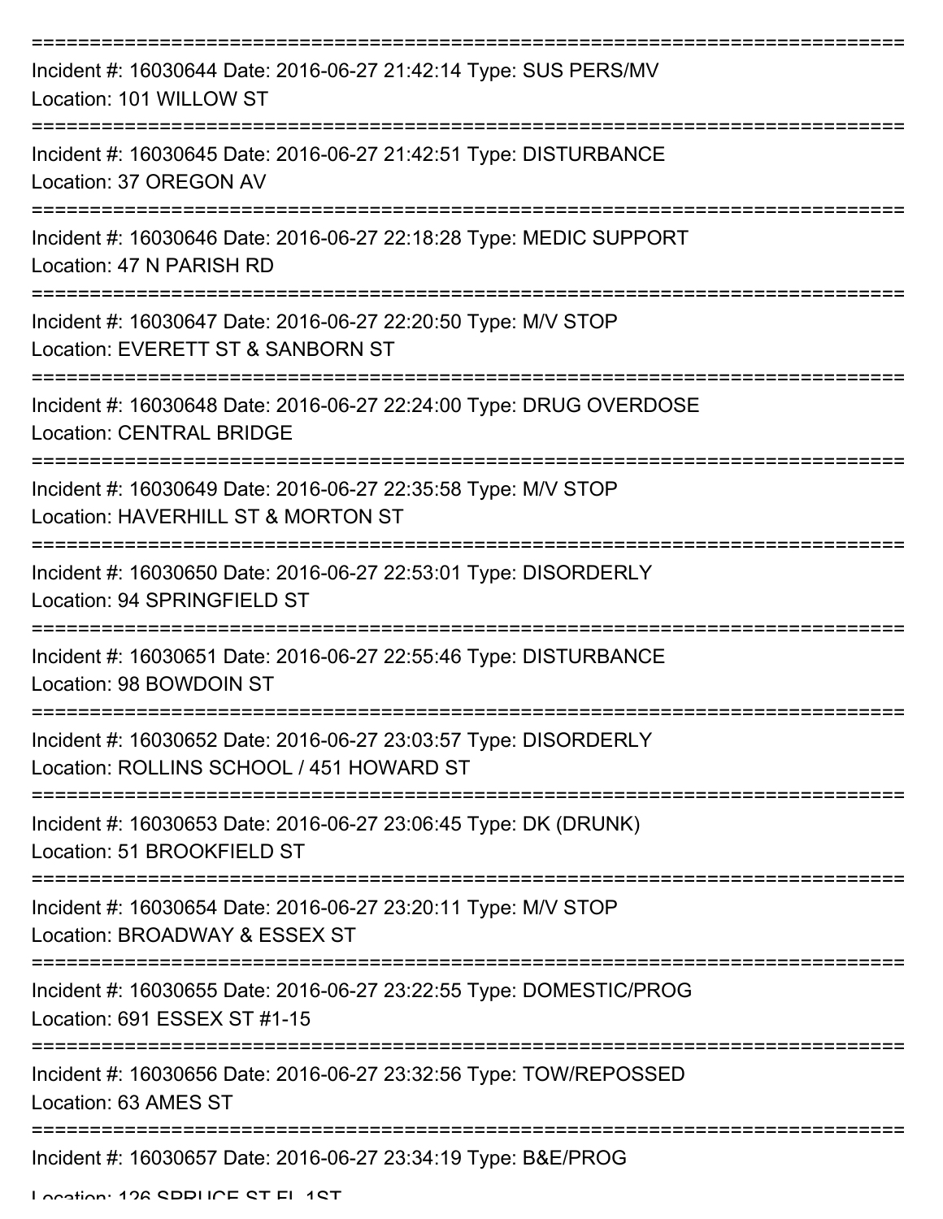===========================================================================

Incident #: 16030644 Date: 2016-06-27 21:42:14 Type: SUS PERS/MV
Location: 101 WILLOW ST

===========================================================================

Incident #: 16030645 Date: 2016-06-27 21:42:51 Type: DISTURBANCE
Location: 37 OREGON AV

===========================================================================

Incident #: 16030646 Date: 2016-06-27 22:18:28 Type: MEDIC SUPPORT
Location: 47 N PARISH RD

===========================================================================

Incident #: 16030647 Date: 2016-06-27 22:20:50 Type: M/V STOP
Location: EVERETT ST & SANBORN ST

===========================================================================

Incident #: 16030648 Date: 2016-06-27 22:24:00 Type: DRUG OVERDOSE
Location: CENTRAL BRIDGE

===========================================================================

Incident #: 16030649 Date: 2016-06-27 22:35:58 Type: M/V STOP
Location: HAVERHILL ST & MORTON ST

===========================================================================

Incident #: 16030650 Date: 2016-06-27 22:53:01 Type: DISORDERLY
Location: 94 SPRINGFIELD ST

===========================================================================

Incident #: 16030651 Date: 2016-06-27 22:55:46 Type: DISTURBANCE
Location: 98 BOWDOIN ST

===========================================================================

Incident #: 16030652 Date: 2016-06-27 23:03:57 Type: DISORDERLY
Location: ROLLINS SCHOOL / 451 HOWARD ST

===========================================================================

Incident #: 16030653 Date: 2016-06-27 23:06:45 Type: DK (DRUNK)
Location: 51 BROOKFIELD ST

===========================================================================

Incident #: 16030654 Date: 2016-06-27 23:20:11 Type: M/V STOP
Location: BROADWAY & ESSEX ST

===========================================================================

Incident #: 16030655 Date: 2016-06-27 23:22:55 Type: DOMESTIC/PROG
Location: 691 ESSEX ST #1-15

===========================================================================

Incident #: 16030656 Date: 2016-06-27 23:32:56 Type: TOW/REPOSSED
Location: 63 AMES ST

===========================================================================

Incident #: 16030657 Date: 2016-06-27 23:34:19 Type: B&E/PROG
Location: 126 SPRUCE ST FL 1ST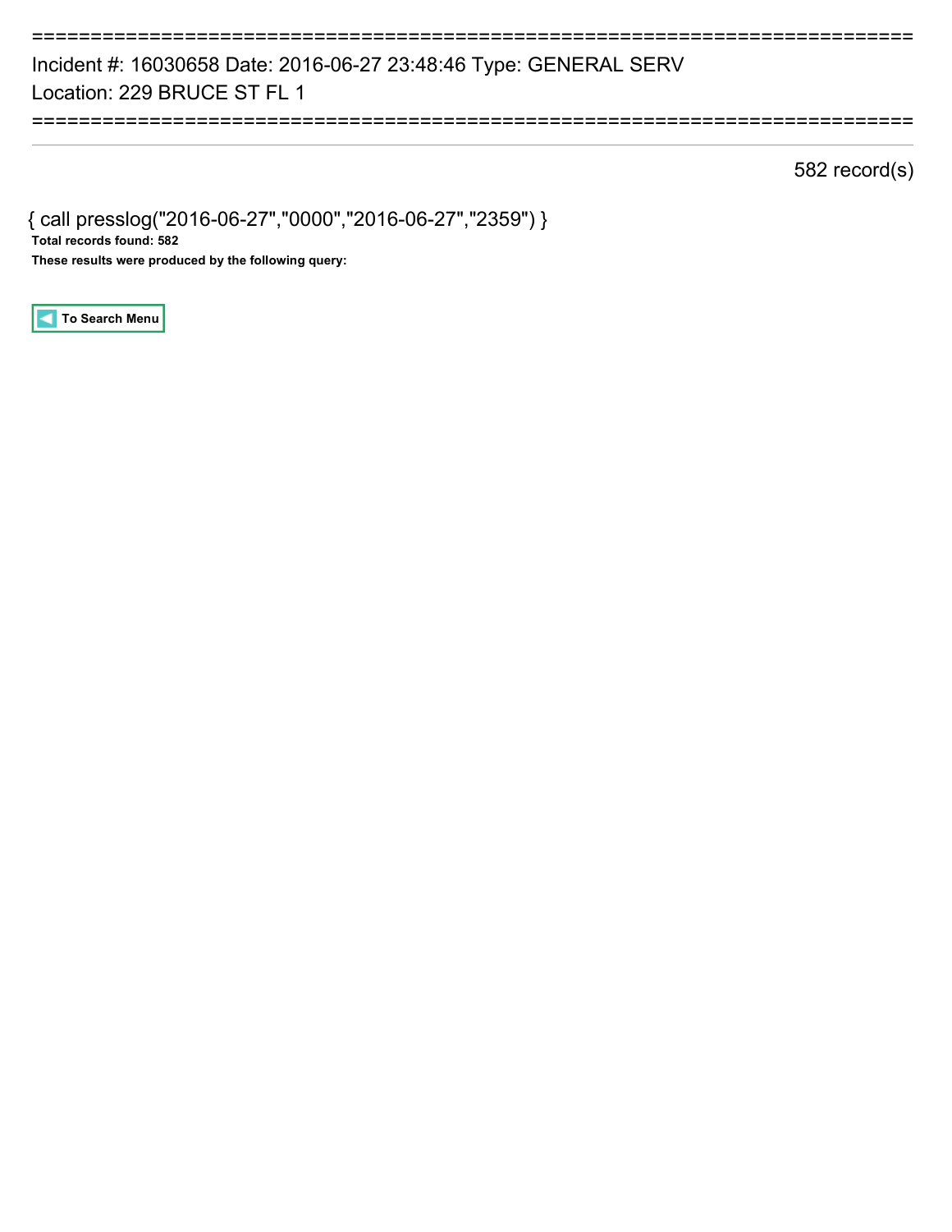===========================================================================
Incident #: 16030658 Date: 2016-06-27 23:48:46 Type: GENERAL SERV
Location: 229 BRUCE ST FL 1
===========================================================================

---

582 record(s)

{ call presslog("2016-06-27","0000","2016-06-27","2359") }

**Total records found: 582**

**These results were produced by the following query:**

**To Search Menu**